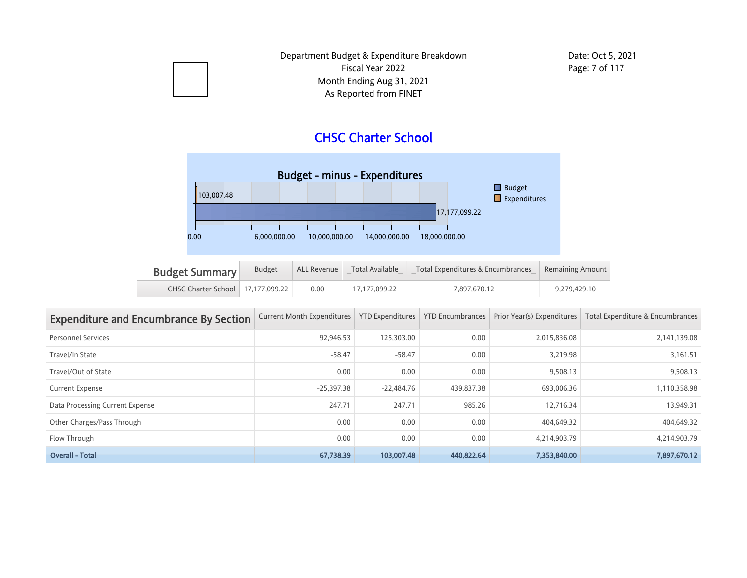Department Budget & Expenditure Breakdown
Fiscal Year 2022
Month Ending Aug 31, 2021
As Reported from FINET

Date: Oct 5, 2021

# CHSC Charter School

## Budget - minus - Expenditures

| | Amount |
|---|---|
| Expenditures | 103,007.48 |
| Budget | 17,177,099.22 |

| Budget Summary | Budget | ALL Revenue | _Total Available_ | _Total Expenditures & Encumbrances_ | Remaining Amount |
|---|---|---|---|---|---|
| CHSC Charter School | 17,177,099.22 | 0.00 | 17,177,099.22 | 7,897,670.12 | 9,279,429.10 |

| Expenditure and Encumbrance By Section | Current Month Expenditures | YTD Expenditures | YTD Encumbrances | Prior Year(s) Expenditures | Total Expenditure & Encumbrances |
|---|---|---|---|---|---|
| Personnel Services | 92,946.53 | 125,303.00 | 0.00 | 2,015,836.08 | 2,141,139.08 |
| Travel/In State | -58.47 | -58.47 | 0.00 | 3,219.98 | 3,161.51 |
| Travel/Out of State | 0.00 | 0.00 | 0.00 | 9,508.13 | 9,508.13 |
| Current Expense | -25,397.38 | -22,484.76 | 439,837.38 | 693,006.36 | 1,110,358.98 |
| Data Processing Current Expense | 247.71 | 247.71 | 985.26 | 12,716.34 | 13,949.31 |
| Other Charges/Pass Through | 0.00 | 0.00 | 0.00 | 404,649.32 | 404,649.32 |
| Flow Through | 0.00 | 0.00 | 0.00 | 4,214,903.79 | 4,214,903.79 |
| **Overall - Total** | **67,738.39** | **103,007.48** | **440,822.64** | **7,353,840.00** | **7,897,670.12** |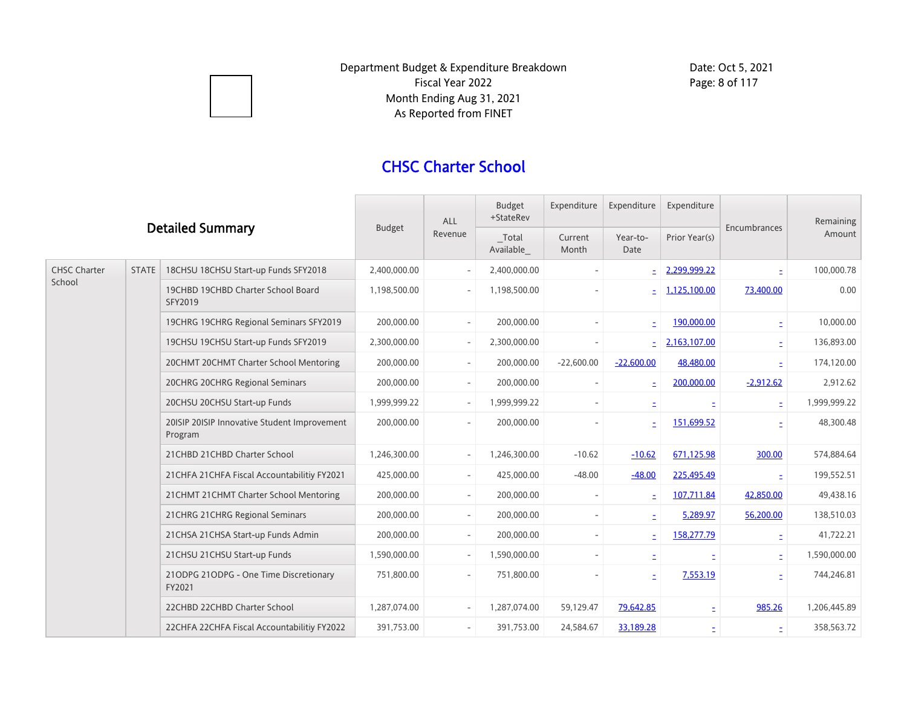Department Budget & Expenditure Breakdown
Fiscal Year 2022
Month Ending Aug 31, 2021
As Reported from FINET

Date: Oct 5, 2021

# CHSC Charter School

| Detailed Summary | | | Budget | ALL Revenue | Budget +StateRev _Total Available_ | Expenditure Current Month | Expenditure Year-to-Date | Expenditure Prior Year(s) | Encumbrances | Remaining Amount |
|---|---|---|---|---|---|---|---|---|---|---|
| CHSC Charter School | STATE | 18CHSU 18CHSU Start-up Funds SFY2018 | 2,400,000.00 | - | 2,400,000.00 | - | - | 2,299,999.22 | - | 100,000.78 |
| | | 19CHBD 19CHBD Charter School Board SFY2019 | 1,198,500.00 | - | 1,198,500.00 | - | - | 1,125,100.00 | 73,400.00 | 0.00 |
| | | 19CHRG 19CHRG Regional Seminars SFY2019 | 200,000.00 | - | 200,000.00 | - | - | 190,000.00 | - | 10,000.00 |
| | | 19CHSU 19CHSU Start-up Funds SFY2019 | 2,300,000.00 | - | 2,300,000.00 | - | - | 2,163,107.00 | - | 136,893.00 |
| | | 20CHMT 20CHMT Charter School Mentoring | 200,000.00 | - | 200,000.00 | -22,600.00 | -22,600.00 | 48,480.00 | - | 174,120.00 |
| | | 20CHRG 20CHRG Regional Seminars | 200,000.00 | - | 200,000.00 | - | - | 200,000.00 | -2,912.62 | 2,912.62 |
| | | 20CHSU 20CHSU Start-up Funds | 1,999,999.22 | - | 1,999,999.22 | - | - | - | - | 1,999,999.22 |
| | | 20ISIP 20ISIP Innovative Student Improvement Program | 200,000.00 | - | 200,000.00 | - | - | 151,699.52 | - | 48,300.48 |
| | | 21CHBD 21CHBD Charter School | 1,246,300.00 | - | 1,246,300.00 | -10.62 | -10.62 | 671,125.98 | 300.00 | 574,884.64 |
| | | 21CHFA 21CHFA Fiscal Accountabilitiy FY2021 | 425,000.00 | - | 425,000.00 | -48.00 | -48.00 | 225,495.49 | - | 199,552.51 |
| | | 21CHMT 21CHMT Charter School Mentoring | 200,000.00 | - | 200,000.00 | - | - | 107,711.84 | 42,850.00 | 49,438.16 |
| | | 21CHRG 21CHRG Regional Seminars | 200,000.00 | - | 200,000.00 | - | - | 5,289.97 | 56,200.00 | 138,510.03 |
| | | 21CHSA 21CHSA Start-up Funds Admin | 200,000.00 | - | 200,000.00 | - | - | 158,277.79 | - | 41,722.21 |
| | | 21CHSU 21CHSU Start-up Funds | 1,590,000.00 | - | 1,590,000.00 | - | - | - | - | 1,590,000.00 |
| | | 21ODPG 21ODPG - One Time Discretionary FY2021 | 751,800.00 | - | 751,800.00 | - | - | 7,553.19 | - | 744,246.81 |
| | | 22CHBD 22CHBD Charter School | 1,287,074.00 | - | 1,287,074.00 | 59,129.47 | 79,642.85 | - | 985.26 | 1,206,445.89 |
| | | 22CHFA 22CHFA Fiscal Accountabilitiy FY2022 | 391,753.00 | - | 391,753.00 | 24,584.67 | 33,189.28 | - | - | 358,563.72 |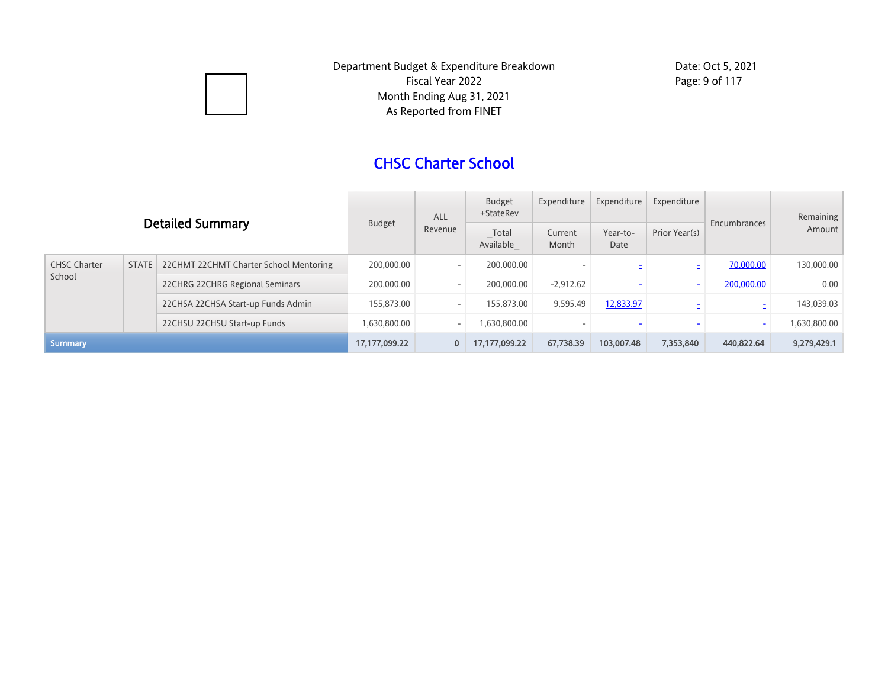Department Budget & Expenditure Breakdown
Fiscal Year 2022
Month Ending Aug 31, 2021
As Reported from FINET

Date: Oct 5, 2021

## CHSC Charter School

| Detailed Summary | | | Budget | ALL Revenue | Budget +StateRev _Total Available_ | Expenditure Current Month | Expenditure Year-to-Date | Expenditure Prior Year(s) | Encumbrances | Remaining Amount |
|---|---|---|---|---|---|---|---|---|---|---|
| CHSC Charter School | STATE | 22CHMT 22CHMT Charter School Mentoring | 200,000.00 | - | 200,000.00 | - | - | - | 70,000.00 | 130,000.00 |
| | | 22CHRG 22CHRG Regional Seminars | 200,000.00 | - | 200,000.00 | -2,912.62 | - | - | 200,000.00 | 0.00 |
| | | 22CHSA 22CHSA Start-up Funds Admin | 155,873.00 | - | 155,873.00 | 9,595.49 | 12,833.97 | - | - | 143,039.03 |
| | | 22CHSU 22CHSU Start-up Funds | 1,630,800.00 | - | 1,630,800.00 | - | - | - | - | 1,630,800.00 |
| **Summary** | | | **17,177,099.22** | **0** | **17,177,099.22** | **67,738.39** | **103,007.48** | **7,353,840** | **440,822.64** | **9,279,429.1** |